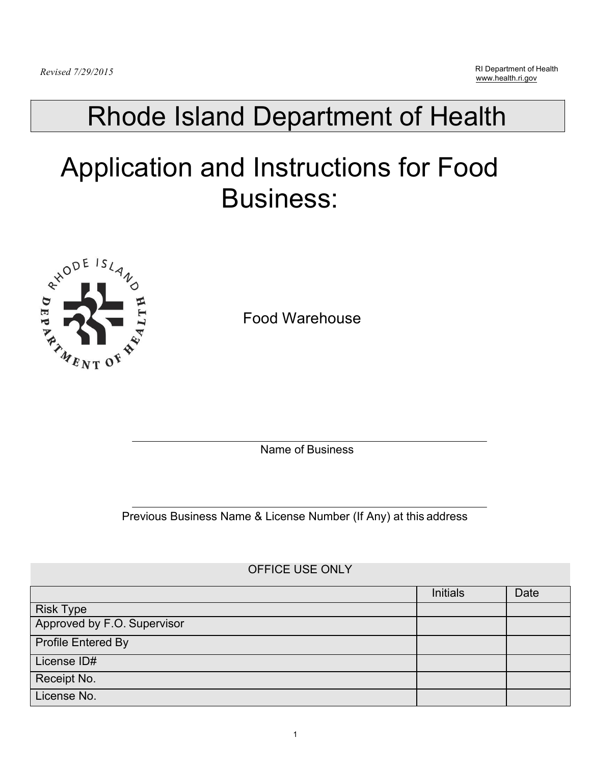*Revised 7/29/2015*

RI Department of Health
www.health.ri.gov

# Rhode Island Department of Health

# Application and Instructions for Food Business:

Food Warehouse

\_\_\_\_\_\_\_\_\_\_\_\_\_\_\_\_\_\_\_\_\_\_\_\_\_\_\_\_\_\_\_\_\_\_\_\_\_\_\_\_\_\_\_\_\_\_\_\_

Name of Business

\_\_\_\_\_\_\_\_\_\_\_\_\_\_\_\_\_\_\_\_\_\_\_\_\_\_\_\_\_\_\_\_\_\_\_\_\_\_\_\_\_\_\_\_\_\_\_\_

Previous Business Name & License Number (If Any) at this address

| OFFICE USE ONLY | | |
|---|---|---|
| | Initials | Date |
| Risk Type | | |
| Approved by F.O. Supervisor | | |
| Profile Entered By | | |
| License ID# | | |
| Receipt No. | | |
| License No. | | |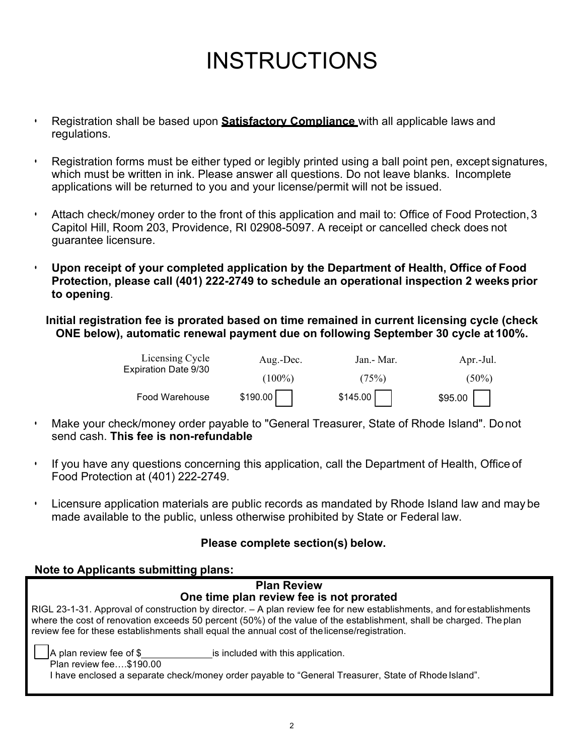# INSTRUCTIONS

- Registration shall be based upon **Satisfactory Compliance** with all applicable laws and regulations.
- Registration forms must be either typed or legibly printed using a ball point pen, except signatures, which must be written in ink. Please answer all questions. Do not leave blanks. Incomplete applications will be returned to you and your license/permit will not be issued.
- Attach check/money order to the front of this application and mail to: Office of Food Protection, 3 Capitol Hill, Room 203, Providence, RI 02908-5097. A receipt or cancelled check does not guarantee licensure.
- **Upon receipt of your completed application by the Department of Health, Office of Food Protection, please call (401) 222-2749 to schedule an operational inspection 2 weeks prior to opening**.

**Initial registration fee is prorated based on time remained in current licensing cycle (check ONE below), automatic renewal payment due on following September 30 cycle at 100%.**

| Licensing Cycle Expiration Date 9/30 | Aug.-Dec. (100%) | Jan.- Mar. (75%) | Apr.-Jul. (50%) |
|---|---|---|---|
| Food Warehouse | $190.00 ☐ | $145.00 ☐ | $95.00 ☐ |

- Make your check/money order payable to "General Treasurer, State of Rhode Island". Do not send cash. **This fee is non-refundable**
- If you have any questions concerning this application, call the Department of Health, Office of Food Protection at (401) 222-2749.
- Licensure application materials are public records as mandated by Rhode Island law and may be made available to the public, unless otherwise prohibited by State or Federal law.

**Please complete section(s) below.**

**Note to Applicants submitting plans:**

**Plan Review**
**One time plan review fee is not prorated**

RIGL 23-1-31. Approval of construction by director. – A plan review fee for new establishments, and for establishments where the cost of renovation exceeds 50 percent (50%) of the value of the establishment, shall be charged. The plan review fee for these establishments shall equal the annual cost of the license/registration.

☐ A plan review fee of $\_\_\_\_\_\_\_\_\_\_\_\_ is included with this application.
Plan review fee….$190.00
I have enclosed a separate check/money order payable to "General Treasurer, State of Rhode Island".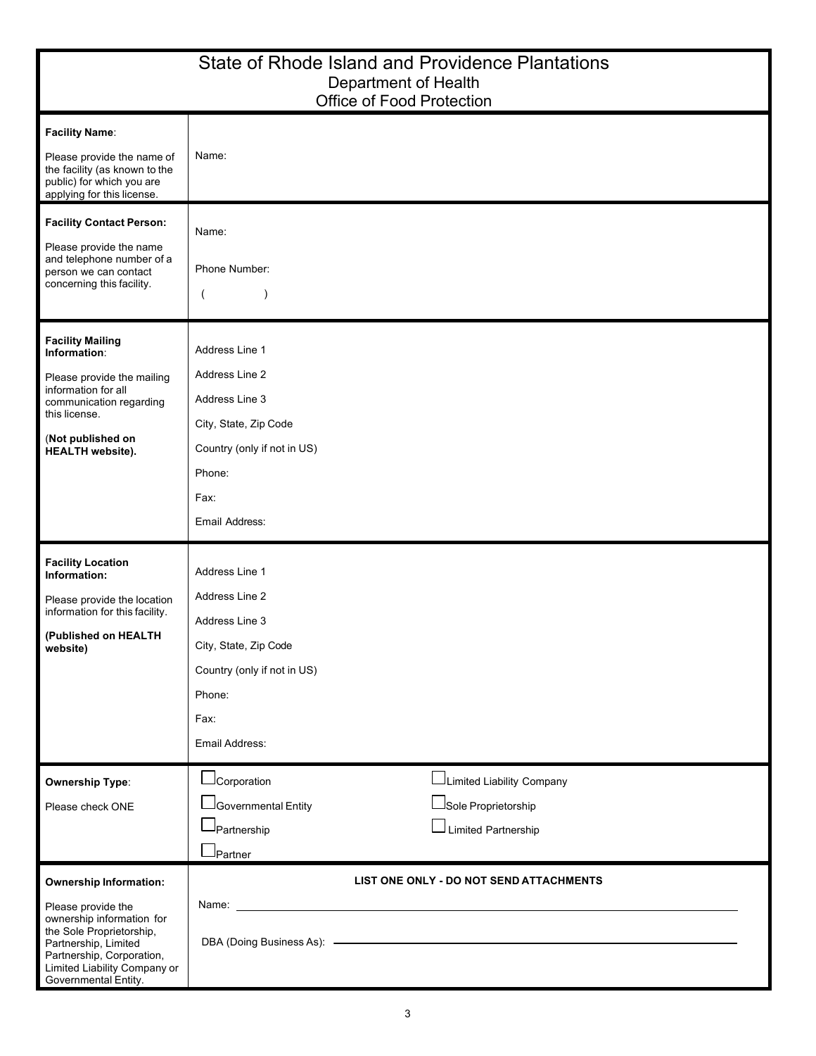# State of Rhode Island and Providence Plantations

## Department of Health

## Office of Food Protection

| | |
|---|---|
| **Facility Name**:<br><br>Please provide the name of the facility (as known to the public) for which you are applying for this license. | Name: |
| **Facility Contact Person:**<br><br>Please provide the name and telephone number of a person we can contact concerning this facility. | Name:<br><br>Phone Number:<br><br>(          ) |
| **Facility Mailing Information**:<br><br>Please provide the mailing information for all communication regarding this license.<br><br>(**Not published on HEALTH website).** | Address Line 1<br><br>Address Line 2<br><br>Address Line 3<br><br>City, State, Zip Code<br><br>Country (only if not in US)<br><br>Phone:<br><br>Fax:<br><br>Email Address: |
| **Facility Location Information:**<br><br>Please provide the location information for this facility.<br><br>**(Published on HEALTH website)** | Address Line 1<br><br>Address Line 2<br><br>Address Line 3<br><br>City, State, Zip Code<br><br>Country (only if not in US)<br><br>Phone:<br><br>Fax:<br><br>Email Address: |
| **Ownership Type**:<br><br>Please check ONE | ☐ Corporation ☐ Limited Liability Company<br>☐ Governmental Entity ☐ Sole Proprietorship<br>☐ Partnership ☐ Limited Partnership<br>☐ Partner |
| **Ownership Information:**<br><br>Please provide the ownership information for the Sole Proprietorship, Partnership, Limited Partnership, Corporation, Limited Liability Company or Governmental Entity. | **LIST ONE ONLY - DO NOT SEND ATTACHMENTS**<br><br>Name: \_\_\_\_\_\_\_\_\_\_\_\_\_\_\_\_\_\_\_\_\_\_\_\_<br><br>DBA (Doing Business As): \_\_\_\_\_\_\_\_\_\_\_\_\_\_\_\_\_\_\_\_\_\_\_\_ |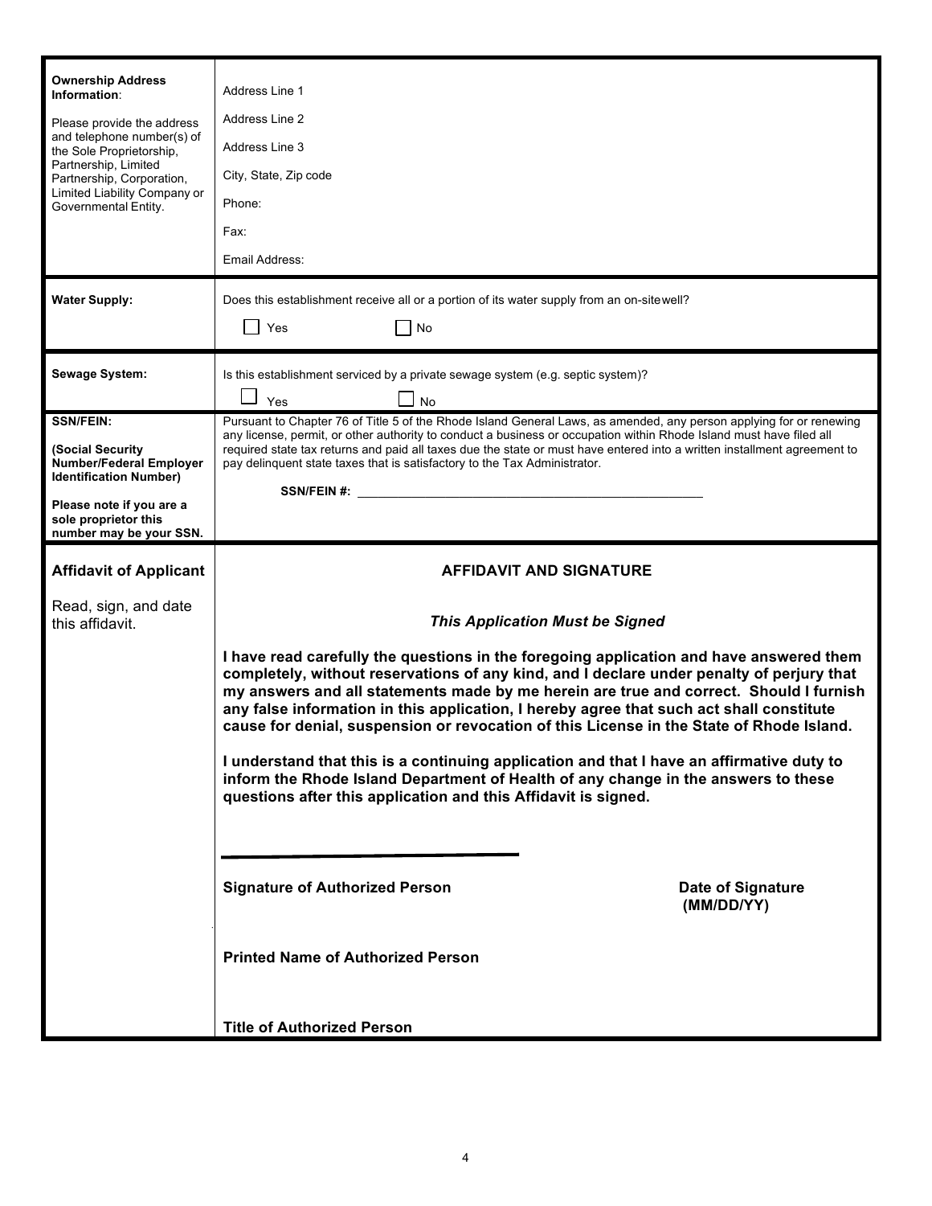| | |
|---|---|
| **Ownership Address Information**:<br><br>Please provide the address and telephone number(s) of the Sole Proprietorship, Partnership, Limited Partnership, Corporation, Limited Liability Company or Governmental Entity. | Address Line 1<br>Address Line 2<br>Address Line 3<br>City, State, Zip code<br>Phone:<br>Fax:<br>Email Address: |
| **Water Supply:** | Does this establishment receive all or a portion of its water supply from an on-sitewell?<br><br>☐ Yes ☐ No |
| **Sewage System:** | Is this establishment serviced by a private sewage system (e.g. septic system)?<br><br>☐ Yes ☐ No |
| **SSN/FEIN:**<br><br>**(Social Security Number/Federal Employer Identification Number)**<br><br>**Please note if you are a sole proprietor this number may be your SSN.** | Pursuant to Chapter 76 of Title 5 of the Rhode Island General Laws, as amended, any person applying for or renewing any license, permit, or other authority to conduct a business or occupation within Rhode Island must have filed all required state tax returns and paid all taxes due the state or must have entered into a written installment agreement to pay delinquent state taxes that is satisfactory to the Tax Administrator.<br><br>**SSN/FEIN #:** ______________________________ |
| **Affidavit of Applicant**<br><br>Read, sign, and date this affidavit. | **AFFIDAVIT AND SIGNATURE**<br><br>***This Application Must be Signed***<br><br>**I have read carefully the questions in the foregoing application and have answered them completely, without reservations of any kind, and I declare under penalty of perjury that my answers and all statements made by me herein are true and correct. Should I furnish any false information in this application, I hereby agree that such act shall constitute cause for denial, suspension or revocation of this License in the State of Rhode Island.**<br><br>**I understand that this is a continuing application and that I have an affirmative duty to inform the Rhode Island Department of Health of any change in the answers to these questions after this application and this Affidavit is signed.**<br><br>______________________________<br>**Signature of Authorized Person** **Date of Signature (MM/DD/YY)**<br><br>**Printed Name of Authorized Person**<br><br>**Title of Authorized Person** |